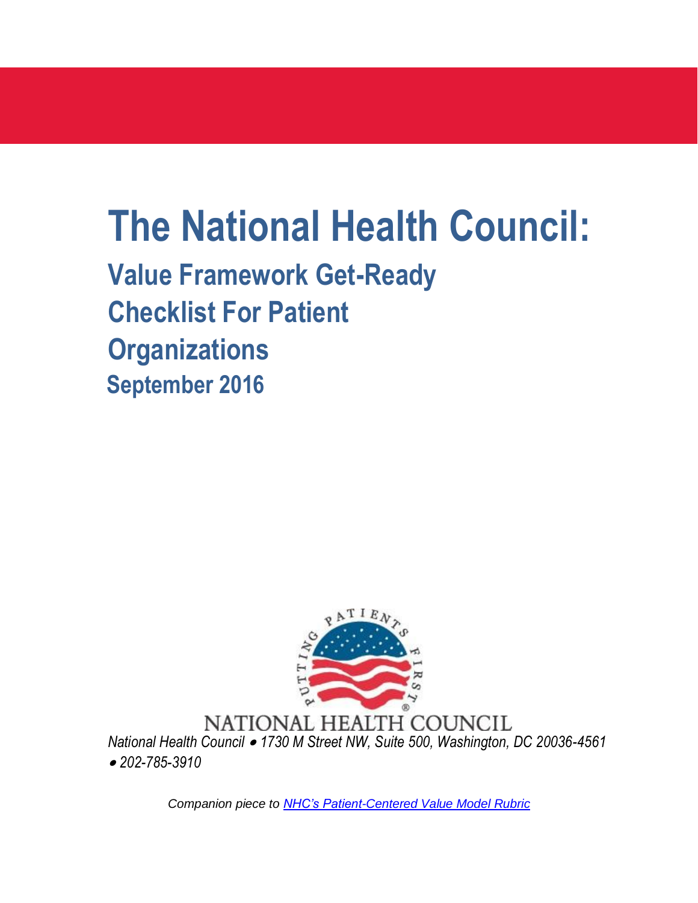# The National Health Council:

## Value Framework Get-Ready Checklist For Patient Organizations

## September 2016

NATIONAL HEALTH COUNCIL

*National Health Council • 1730 M Street NW, Suite 500, Washington, DC 20036-4561 • 202-785-3910*

*Companion piece to NHC's Patient-Centered Value Model Rubric*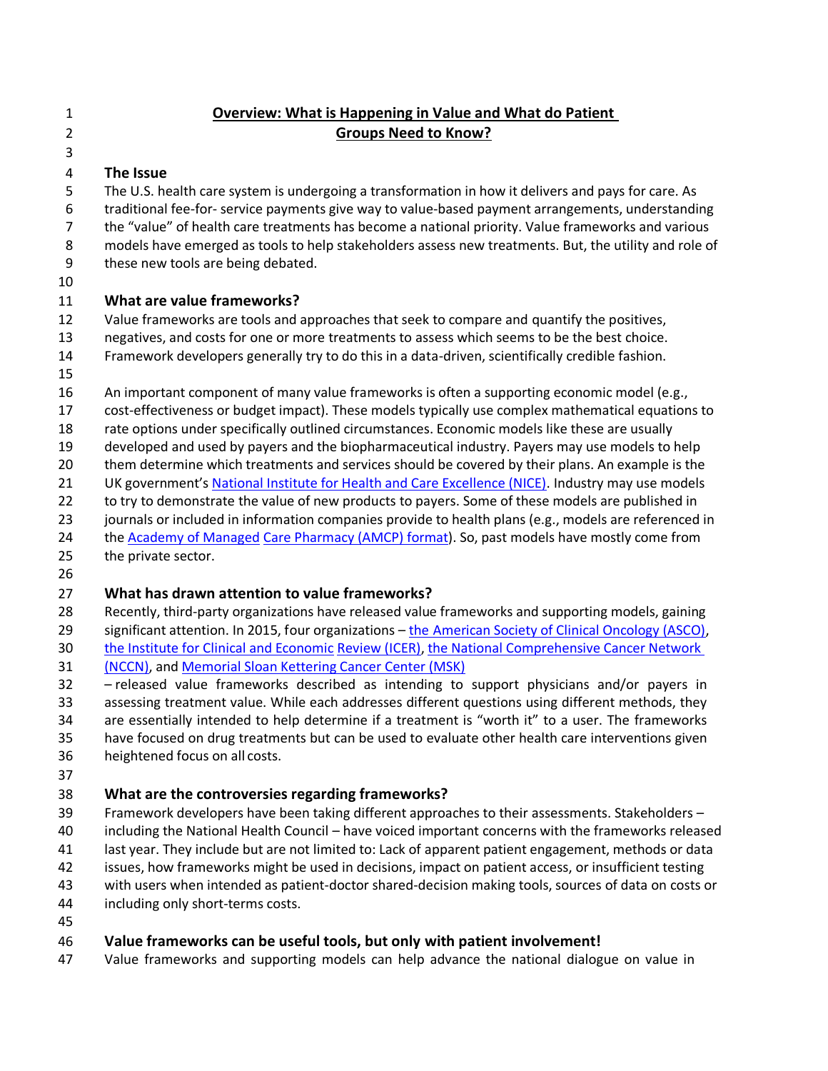## Overview: What is Happening in Value and What do Patient Groups Need to Know?

### The Issue

The U.S. health care system is undergoing a transformation in how it delivers and pays for care. As traditional fee-for- service payments give way to value-based payment arrangements, understanding the "value" of health care treatments has become a national priority. Value frameworks and various models have emerged as tools to help stakeholders assess new treatments. But, the utility and role of these new tools are being debated.

### What are value frameworks?

Value frameworks are tools and approaches that seek to compare and quantify the positives, negatives, and costs for one or more treatments to assess which seems to be the best choice. Framework developers generally try to do this in a data-driven, scientifically credible fashion.

An important component of many value frameworks is often a supporting economic model (e.g., cost-effectiveness or budget impact). These models typically use complex mathematical equations to rate options under specifically outlined circumstances. Economic models like these are usually developed and used by payers and the biopharmaceutical industry. Payers may use models to help them determine which treatments and services should be covered by their plans. An example is the UK government's National Institute for Health and Care Excellence (NICE). Industry may use models to try to demonstrate the value of new products to payers. Some of these models are published in journals or included in information companies provide to health plans (e.g., models are referenced in the Academy of Managed Care Pharmacy (AMCP) format). So, past models have mostly come from the private sector.

### What has drawn attention to value frameworks?

Recently, third-party organizations have released value frameworks and supporting models, gaining significant attention. In 2015, four organizations – the American Society of Clinical Oncology (ASCO), the Institute for Clinical and Economic Review (ICER), the National Comprehensive Cancer Network (NCCN), and Memorial Sloan Kettering Cancer Center (MSK) – released value frameworks described as intending to support physicians and/or payers in assessing treatment value. While each addresses different questions using different methods, they are essentially intended to help determine if a treatment is "worth it" to a user. The frameworks have focused on drug treatments but can be used to evaluate other health care interventions given heightened focus on all costs.

### What are the controversies regarding frameworks?

Framework developers have been taking different approaches to their assessments. Stakeholders – including the National Health Council – have voiced important concerns with the frameworks released last year. They include but are not limited to: Lack of apparent patient engagement, methods or data issues, how frameworks might be used in decisions, impact on patient access, or insufficient testing with users when intended as patient-doctor shared-decision making tools, sources of data on costs or including only short-terms costs.

### Value frameworks can be useful tools, but only with patient involvement!

Value frameworks and supporting models can help advance the national dialogue on value in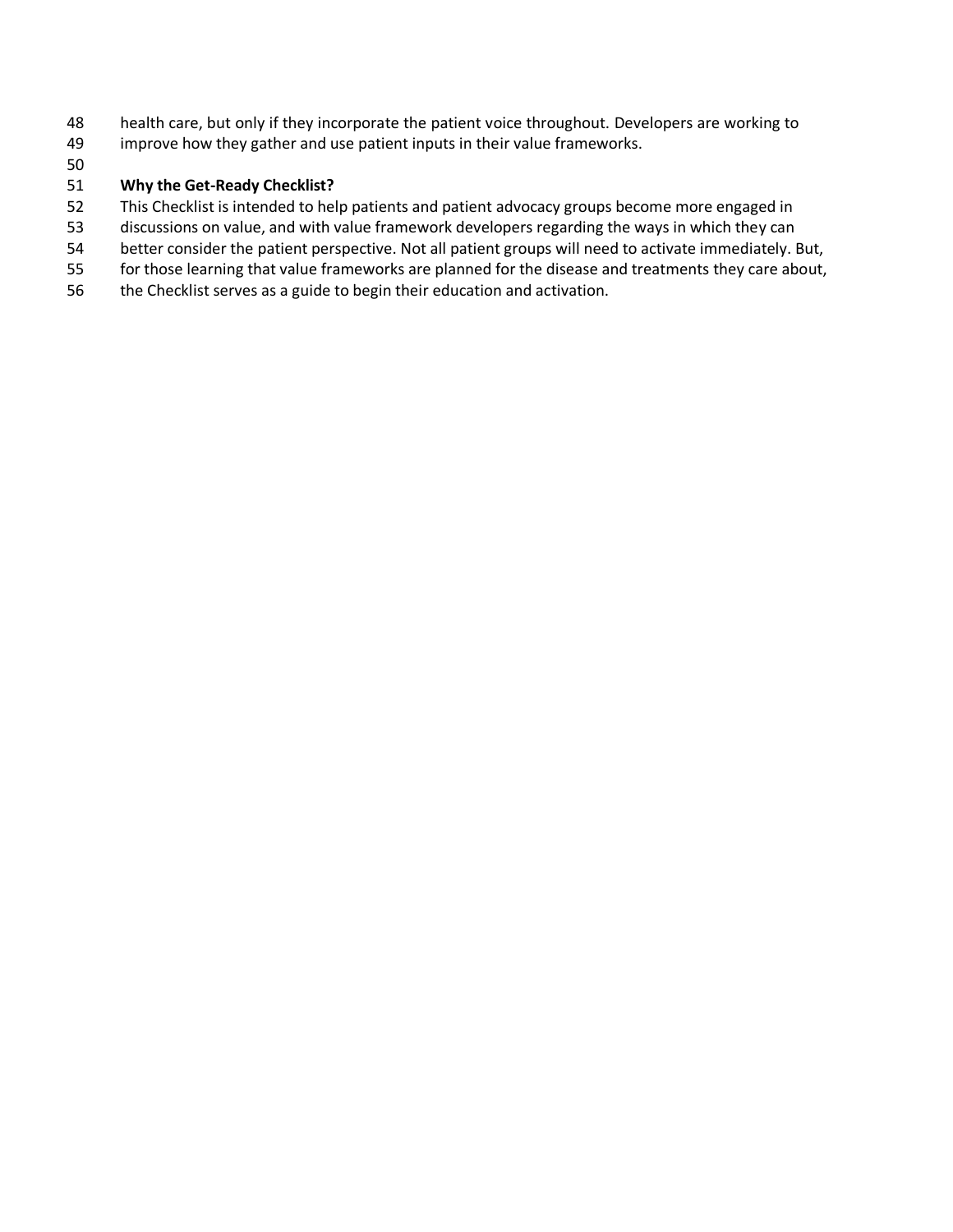health care, but only if they incorporate the patient voice throughout. Developers are working to improve how they gather and use patient inputs in their value frameworks.

**Why the Get-Ready Checklist?**

This Checklist is intended to help patients and patient advocacy groups become more engaged in discussions on value, and with value framework developers regarding the ways in which they can better consider the patient perspective. Not all patient groups will need to activate immediately. But, for those learning that value frameworks are planned for the disease and treatments they care about, the Checklist serves as a guide to begin their education and activation.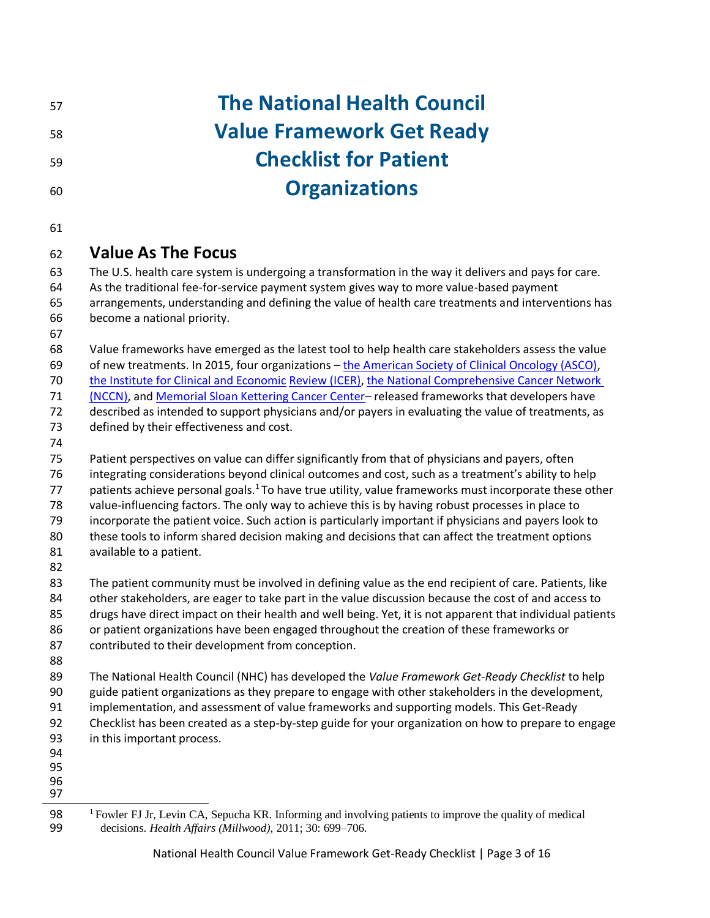# The National Health Council Value Framework Get Ready Checklist for Patient Organizations

## Value As The Focus

The U.S. health care system is undergoing a transformation in the way it delivers and pays for care. As the traditional fee-for-service payment system gives way to more value-based payment arrangements, understanding and defining the value of health care treatments and interventions has become a national priority.

Value frameworks have emerged as the latest tool to help health care stakeholders assess the value of new treatments. In 2015, four organizations – the American Society of Clinical Oncology (ASCO), the Institute for Clinical and Economic Review (ICER), the National Comprehensive Cancer Network (NCCN), and Memorial Sloan Kettering Cancer Center– released frameworks that developers have described as intended to support physicians and/or payers in evaluating the value of treatments, as defined by their effectiveness and cost.

Patient perspectives on value can differ significantly from that of physicians and payers, often integrating considerations beyond clinical outcomes and cost, such as a treatment's ability to help patients achieve personal goals.[1] To have true utility, value frameworks must incorporate these other value-influencing factors. The only way to achieve this is by having robust processes in place to incorporate the patient voice. Such action is particularly important if physicians and payers look to these tools to inform shared decision making and decisions that can affect the treatment options available to a patient.

The patient community must be involved in defining value as the end recipient of care. Patients, like other stakeholders, are eager to take part in the value discussion because the cost of and access to drugs have direct impact on their health and well being. Yet, it is not apparent that individual patients or patient organizations have been engaged throughout the creation of these frameworks or contributed to their development from conception.

The National Health Council (NHC) has developed the *Value Framework Get-Ready Checklist* to help guide patient organizations as they prepare to engage with other stakeholders in the development, implementation, and assessment of value frameworks and supporting models. This Get-Ready Checklist has been created as a step-by-step guide for your organization on how to prepare to engage in this important process.

---

[1] Fowler FJ Jr, Levin CA, Sepucha KR. Informing and involving patients to improve the quality of medical decisions. *Health Affairs (Millwood)*, 2011; 30: 699–706.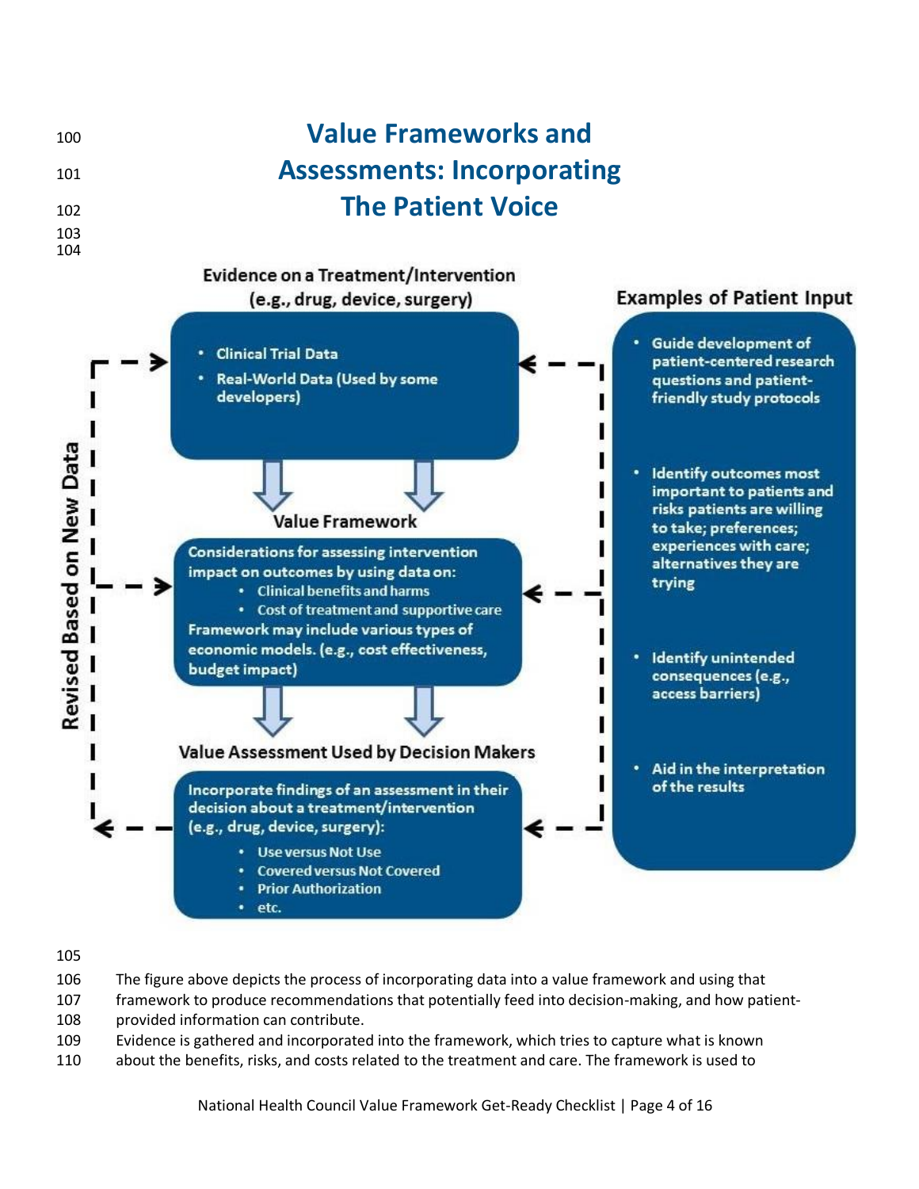# Value Frameworks and Assessments: Incorporating The Patient Voice

**Evidence on a Treatment/Intervention (e.g., drug, device, surgery)**

- Clinical Trial Data
- Real-World Data (Used by some developers)

**Value Framework**

Considerations for assessing intervention impact on outcomes by using data on:

- Clinical benefits and harms
- Cost of treatment and supportive care

Framework may include various types of economic models. (e.g., cost effectiveness, budget impact)

**Value Assessment Used by Decision Makers**

Incorporate findings of an assessment in their decision about a treatment/intervention (e.g., drug, device, surgery):

- Use versus Not Use
- Covered versus Not Covered
- Prior Authorization
- etc.

**Examples of Patient Input**

- Guide development of patient-centered research questions and patient-friendly study protocols
- Identify outcomes most important to patients and risks patients are willing to take; preferences; experiences with care; alternatives they are trying
- Identify unintended consequences (e.g., access barriers)
- Aid in the interpretation of the results

Revised Based on New Data

The figure above depicts the process of incorporating data into a value framework and using that framework to produce recommendations that potentially feed into decision-making, and how patient-provided information can contribute.

Evidence is gathered and incorporated into the framework, which tries to capture what is known about the benefits, risks, and costs related to the treatment and care. The framework is used to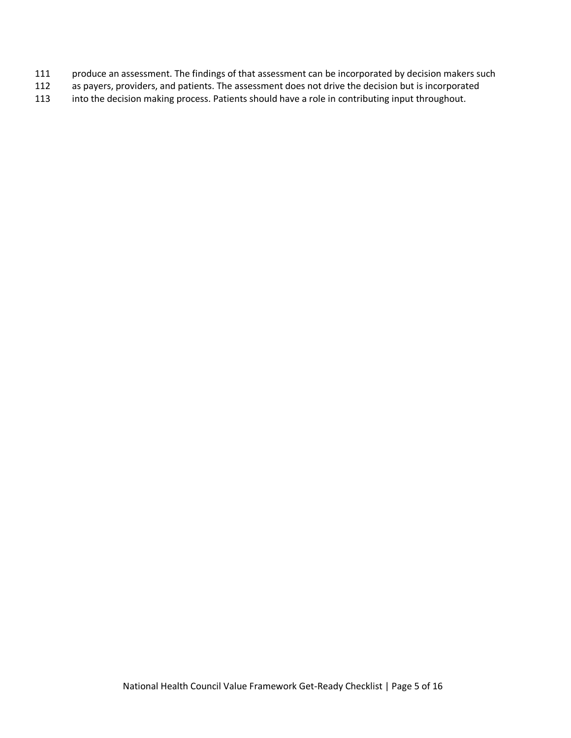produce an assessment. The findings of that assessment can be incorporated by decision makers such as payers, providers, and patients. The assessment does not drive the decision but is incorporated into the decision making process. Patients should have a role in contributing input throughout.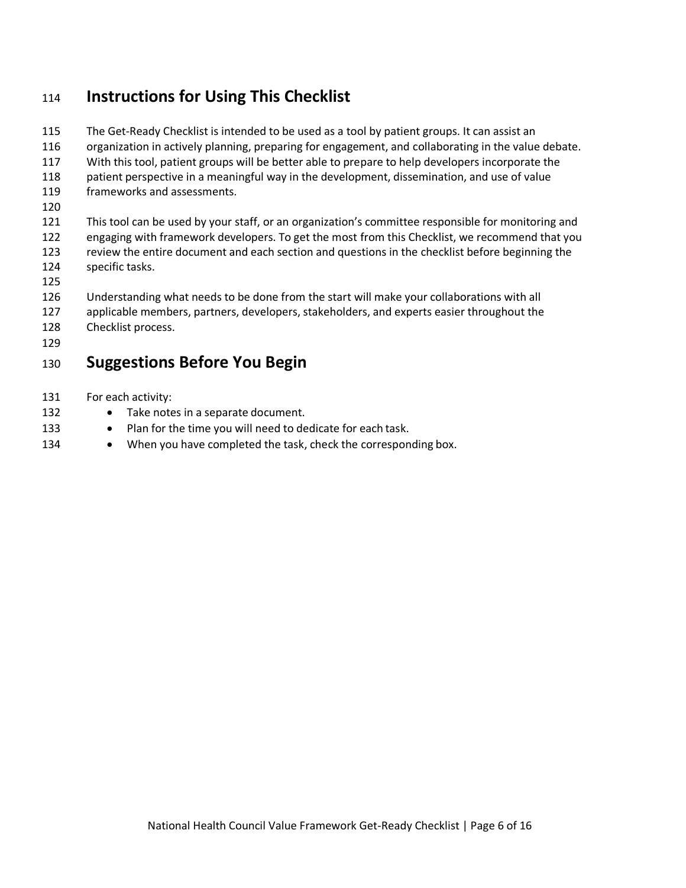## Instructions for Using This Checklist

The Get-Ready Checklist is intended to be used as a tool by patient groups. It can assist an organization in actively planning, preparing for engagement, and collaborating in the value debate. With this tool, patient groups will be better able to prepare to help developers incorporate the patient perspective in a meaningful way in the development, dissemination, and use of value frameworks and assessments.

This tool can be used by your staff, or an organization's committee responsible for monitoring and engaging with framework developers. To get the most from this Checklist, we recommend that you review the entire document and each section and questions in the checklist before beginning the specific tasks.

Understanding what needs to be done from the start will make your collaborations with all applicable members, partners, developers, stakeholders, and experts easier throughout the Checklist process.

## Suggestions Before You Begin

For each activity:

- Take notes in a separate document.
- Plan for the time you will need to dedicate for each task.
- When you have completed the task, check the corresponding box.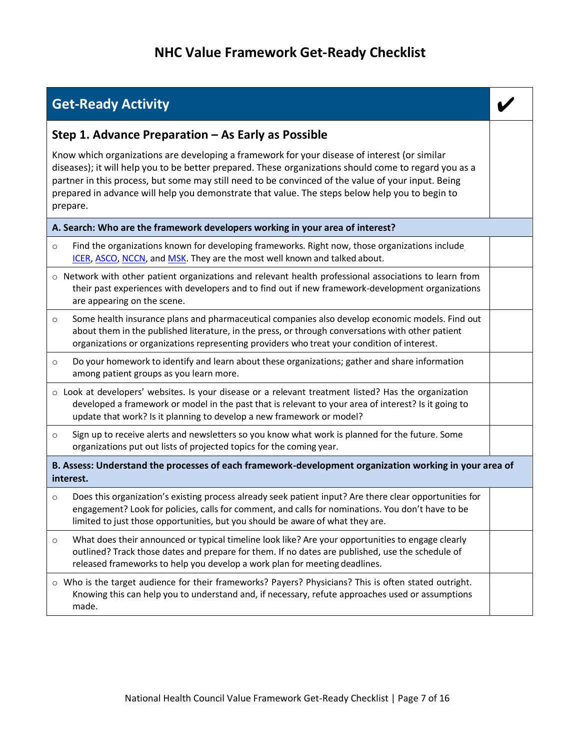# NHC Value Framework Get-Ready Checklist

| Get-Ready Activity | ✔ |
|---|---|
| **Step 1. Advance Preparation – As Early as Possible**<br><br>Know which organizations are developing a framework for your disease of interest (or similar diseases); it will help you to be better prepared. These organizations should come to regard you as a partner in this process, but some may still need to be convinced of the value of your input. Being prepared in advance will help you demonstrate that value. The steps below help you to begin to prepare. | |
| **A. Search: Who are the framework developers working in your area of interest?** | |
| ○ Find the organizations known for developing frameworks. Right now, those organizations include ICER, ASCO, NCCN, and MSK. They are the most well known and talked about. | |
| ○ Network with other patient organizations and relevant health professional associations to learn from their past experiences with developers and to find out if new framework-development organizations are appearing on the scene. | |
| ○ Some health insurance plans and pharmaceutical companies also develop economic models. Find out about them in the published literature, in the press, or through conversations with other patient organizations or organizations representing providers who treat your condition of interest. | |
| ○ Do your homework to identify and learn about these organizations; gather and share information among patient groups as you learn more. | |
| ○ Look at developers' websites. Is your disease or a relevant treatment listed? Has the organization developed a framework or model in the past that is relevant to your area of interest? Is it going to update that work? Is it planning to develop a new framework or model? | |
| ○ Sign up to receive alerts and newsletters so you know what work is planned for the future. Some organizations put out lists of projected topics for the coming year. | |
| **B. Assess: Understand the processes of each framework-development organization working in your area of interest.** | |
| ○ Does this organization's existing process already seek patient input? Are there clear opportunities for engagement? Look for policies, calls for comment, and calls for nominations. You don't have to be limited to just those opportunities, but you should be aware of what they are. | |
| ○ What does their announced or typical timeline look like? Are your opportunities to engage clearly outlined? Track those dates and prepare for them. If no dates are published, use the schedule of released frameworks to help you develop a work plan for meeting deadlines. | |
| ○ Who is the target audience for their frameworks? Payers? Physicians? This is often stated outright. Knowing this can help you to understand and, if necessary, refute approaches used or assumptions made. | |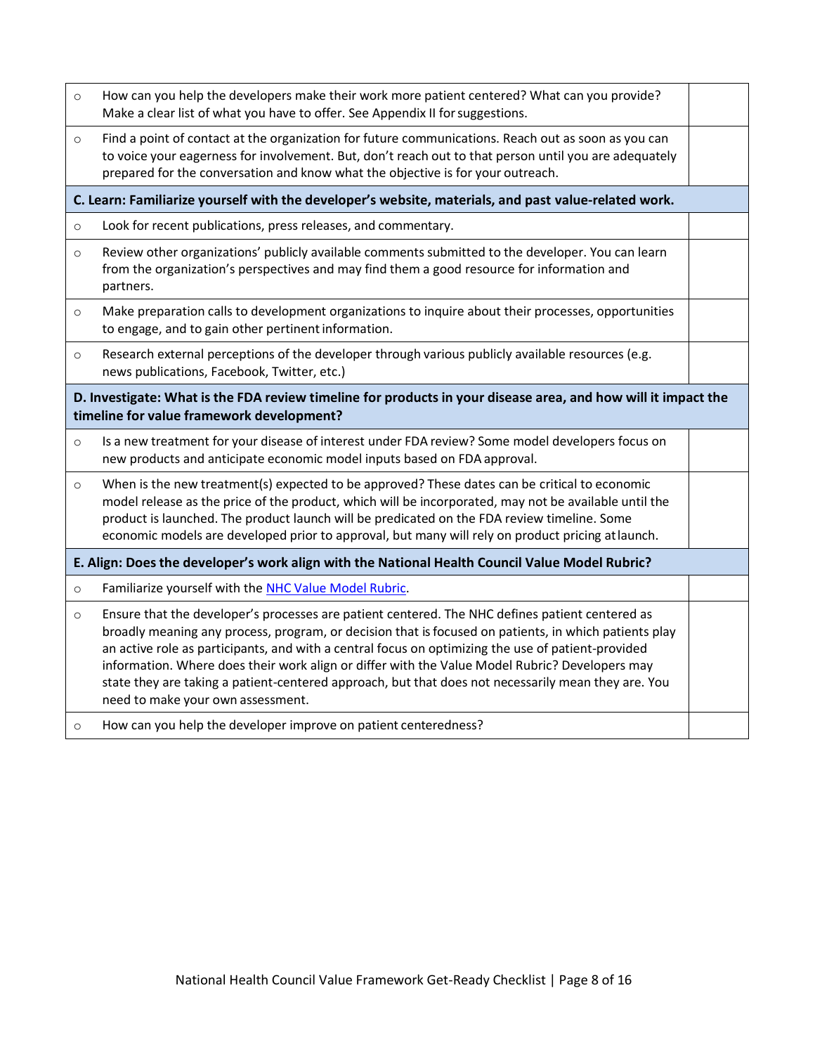| | | |
|---|---|---|
| ○ | How can you help the developers make their work more patient centered? What can you provide? Make a clear list of what you have to offer. See Appendix II for suggestions. | |
| ○ | Find a point of contact at the organization for future communications. Reach out as soon as you can to voice your eagerness for involvement. But, don't reach out to that person until you are adequately prepared for the conversation and know what the objective is for your outreach. | |
| **C. Learn: Familiarize yourself with the developer's website, materials, and past value-related work.** | | |
| ○ | Look for recent publications, press releases, and commentary. | |
| ○ | Review other organizations' publicly available comments submitted to the developer. You can learn from the organization's perspectives and may find them a good resource for information and partners. | |
| ○ | Make preparation calls to development organizations to inquire about their processes, opportunities to engage, and to gain other pertinent information. | |
| ○ | Research external perceptions of the developer through various publicly available resources (e.g. news publications, Facebook, Twitter, etc.) | |
| **D. Investigate: What is the FDA review timeline for products in your disease area, and how will it impact the timeline for value framework development?** | | |
| ○ | Is a new treatment for your disease of interest under FDA review? Some model developers focus on new products and anticipate economic model inputs based on FDA approval. | |
| ○ | When is the new treatment(s) expected to be approved? These dates can be critical to economic model release as the price of the product, which will be incorporated, may not be available until the product is launched. The product launch will be predicated on the FDA review timeline. Some economic models are developed prior to approval, but many will rely on product pricing at launch. | |
| **E. Align: Does the developer's work align with the National Health Council Value Model Rubric?** | | |
| ○ | Familiarize yourself with the NHC Value Model Rubric. | |
| ○ | Ensure that the developer's processes are patient centered. The NHC defines patient centered as broadly meaning any process, program, or decision that is focused on patients, in which patients play an active role as participants, and with a central focus on optimizing the use of patient-provided information. Where does their work align or differ with the Value Model Rubric? Developers may state they are taking a patient-centered approach, but that does not necessarily mean they are. You need to make your own assessment. | |
| ○ | How can you help the developer improve on patient centeredness? | |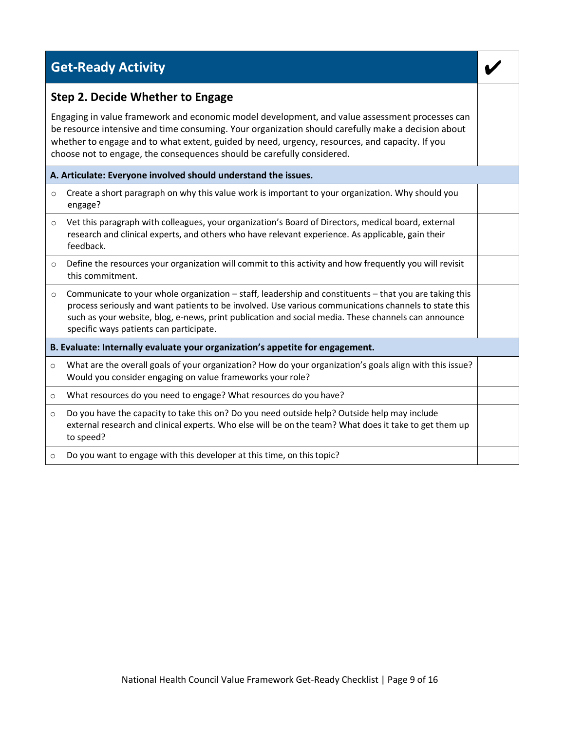| Get-Ready Activity | ✔ |
|---|---|
| **Step 2. Decide Whether to Engage**<br><br>Engaging in value framework and economic model development, and value assessment processes can be resource intensive and time consuming. Your organization should carefully make a decision about whether to engage and to what extent, guided by need, urgency, resources, and capacity. If you choose not to engage, the consequences should be carefully considered. | |
| **A. Articulate: Everyone involved should understand the issues.** | |
| ○ Create a short paragraph on why this value work is important to your organization. Why should you engage? | |
| ○ Vet this paragraph with colleagues, your organization's Board of Directors, medical board, external research and clinical experts, and others who have relevant experience. As applicable, gain their feedback. | |
| ○ Define the resources your organization will commit to this activity and how frequently you will revisit this commitment. | |
| ○ Communicate to your whole organization – staff, leadership and constituents – that you are taking this process seriously and want patients to be involved. Use various communications channels to state this such as your website, blog, e-news, print publication and social media. These channels can announce specific ways patients can participate. | |
| **B. Evaluate: Internally evaluate your organization's appetite for engagement.** | |
| ○ What are the overall goals of your organization? How do your organization's goals align with this issue? Would you consider engaging on value frameworks your role? | |
| ○ What resources do you need to engage? What resources do you have? | |
| ○ Do you have the capacity to take this on? Do you need outside help? Outside help may include external research and clinical experts. Who else will be on the team? What does it take to get them up to speed? | |
| ○ Do you want to engage with this developer at this time, on this topic? | |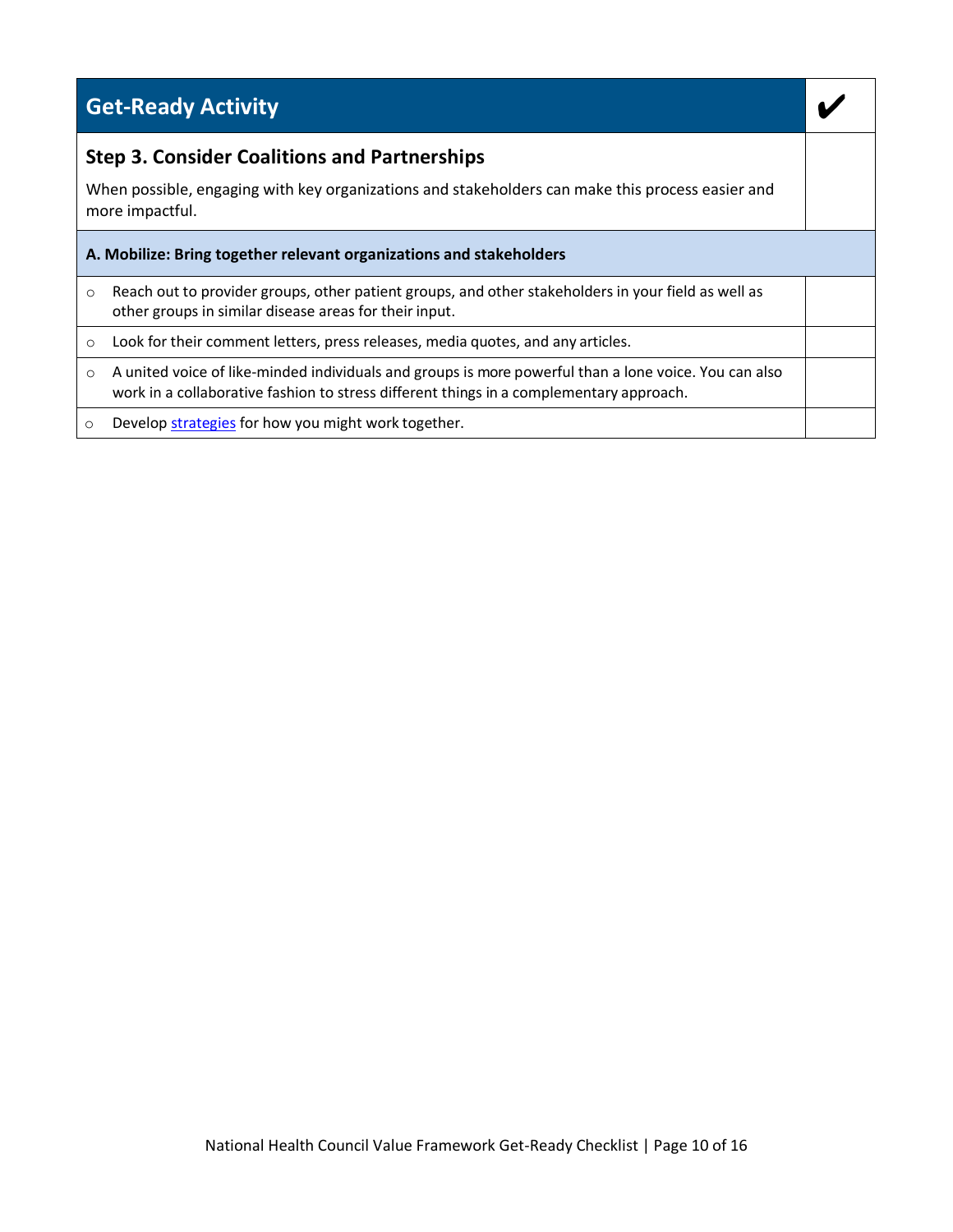| Get-Ready Activity | ✔ |
|---|---|
| **Step 3. Consider Coalitions and Partnerships**<br><br>When possible, engaging with key organizations and stakeholders can make this process easier and more impactful. | |
| **A. Mobilize: Bring together relevant organizations and stakeholders** | |
| ○ Reach out to provider groups, other patient groups, and other stakeholders in your field as well as other groups in similar disease areas for their input. | |
| ○ Look for their comment letters, press releases, media quotes, and any articles. | |
| ○ A united voice of like-minded individuals and groups is more powerful than a lone voice. You can also work in a collaborative fashion to stress different things in a complementary approach. | |
| ○ Develop strategies for how you might work together. | |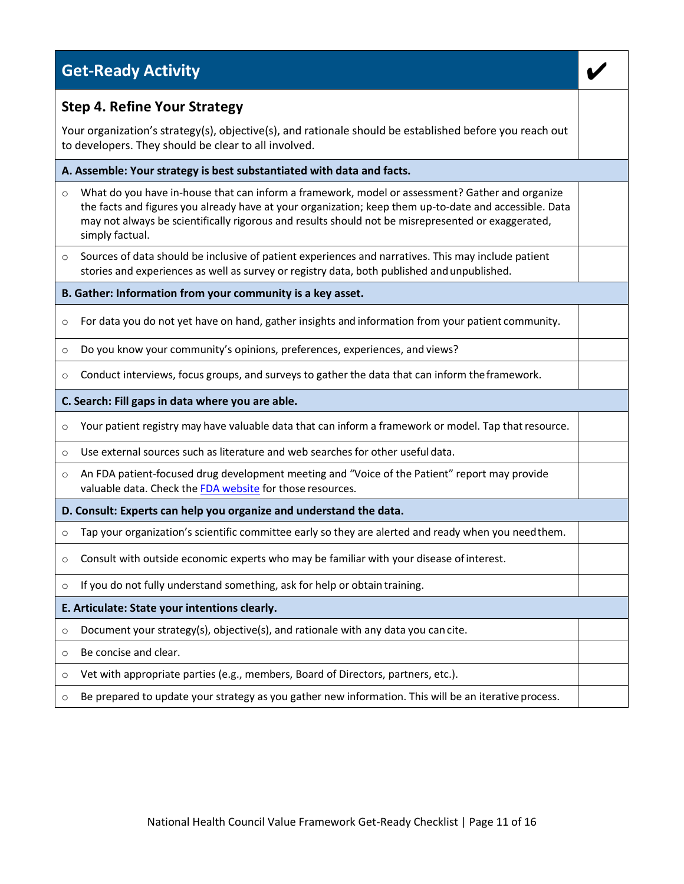| Get-Ready Activity | ✔ |
| --- | --- |
| **Step 4. Refine Your Strategy**<br><br>Your organization's strategy(s), objective(s), and rationale should be established before you reach out to developers. They should be clear to all involved. | |
| **A. Assemble: Your strategy is best substantiated with data and facts.** | |
| ○ What do you have in-house that can inform a framework, model or assessment? Gather and organize the facts and figures you already have at your organization; keep them up-to-date and accessible. Data may not always be scientifically rigorous and results should not be misrepresented or exaggerated, simply factual. | |
| ○ Sources of data should be inclusive of patient experiences and narratives. This may include patient stories and experiences as well as survey or registry data, both published and unpublished. | |
| **B. Gather: Information from your community is a key asset.** | |
| ○ For data you do not yet have on hand, gather insights and information from your patient community. | |
| ○ Do you know your community's opinions, preferences, experiences, and views? | |
| ○ Conduct interviews, focus groups, and surveys to gather the data that can inform the framework. | |
| **C. Search: Fill gaps in data where you are able.** | |
| ○ Your patient registry may have valuable data that can inform a framework or model. Tap that resource. | |
| ○ Use external sources such as literature and web searches for other useful data. | |
| ○ An FDA patient-focused drug development meeting and "Voice of the Patient" report may provide valuable data. Check the FDA website for those resources. | |
| **D. Consult: Experts can help you organize and understand the data.** | |
| ○ Tap your organization's scientific committee early so they are alerted and ready when you need them. | |
| ○ Consult with outside economic experts who may be familiar with your disease of interest. | |
| ○ If you do not fully understand something, ask for help or obtain training. | |
| **E. Articulate: State your intentions clearly.** | |
| ○ Document your strategy(s), objective(s), and rationale with any data you can cite. | |
| ○ Be concise and clear. | |
| ○ Vet with appropriate parties (e.g., members, Board of Directors, partners, etc.). | |
| ○ Be prepared to update your strategy as you gather new information. This will be an iterative process. | |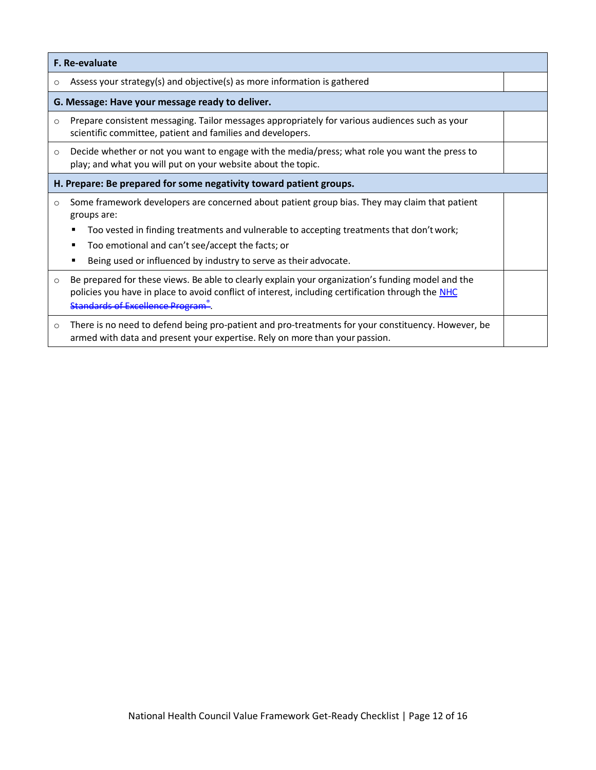| F. Re-evaluate | |
|---|---|
| ○ Assess your strategy(s) and objective(s) as more information is gathered | |
| **G. Message: Have your message ready to deliver.** | |
| ○ Prepare consistent messaging. Tailor messages appropriately for various audiences such as your scientific committee, patient and families and developers. | |
| ○ Decide whether or not you want to engage with the media/press; what role you want the press to play; and what you will put on your website about the topic. | |
| **H. Prepare: Be prepared for some negativity toward patient groups.** | |
| ○ Some framework developers are concerned about patient group bias. They may claim that patient groups are: <br> ▪ Too vested in finding treatments and vulnerable to accepting treatments that don't work; <br> ▪ Too emotional and can't see/accept the facts; or <br> ▪ Being used or influenced by industry to serve as their advocate. | |
| ○ Be prepared for these views. Be able to clearly explain your organization's funding model and the policies you have in place to avoid conflict of interest, including certification through the NHC Standards of Excellence Program®. | |
| ○ There is no need to defend being pro-patient and pro-treatments for your constituency. However, be armed with data and present your expertise. Rely on more than your passion. | |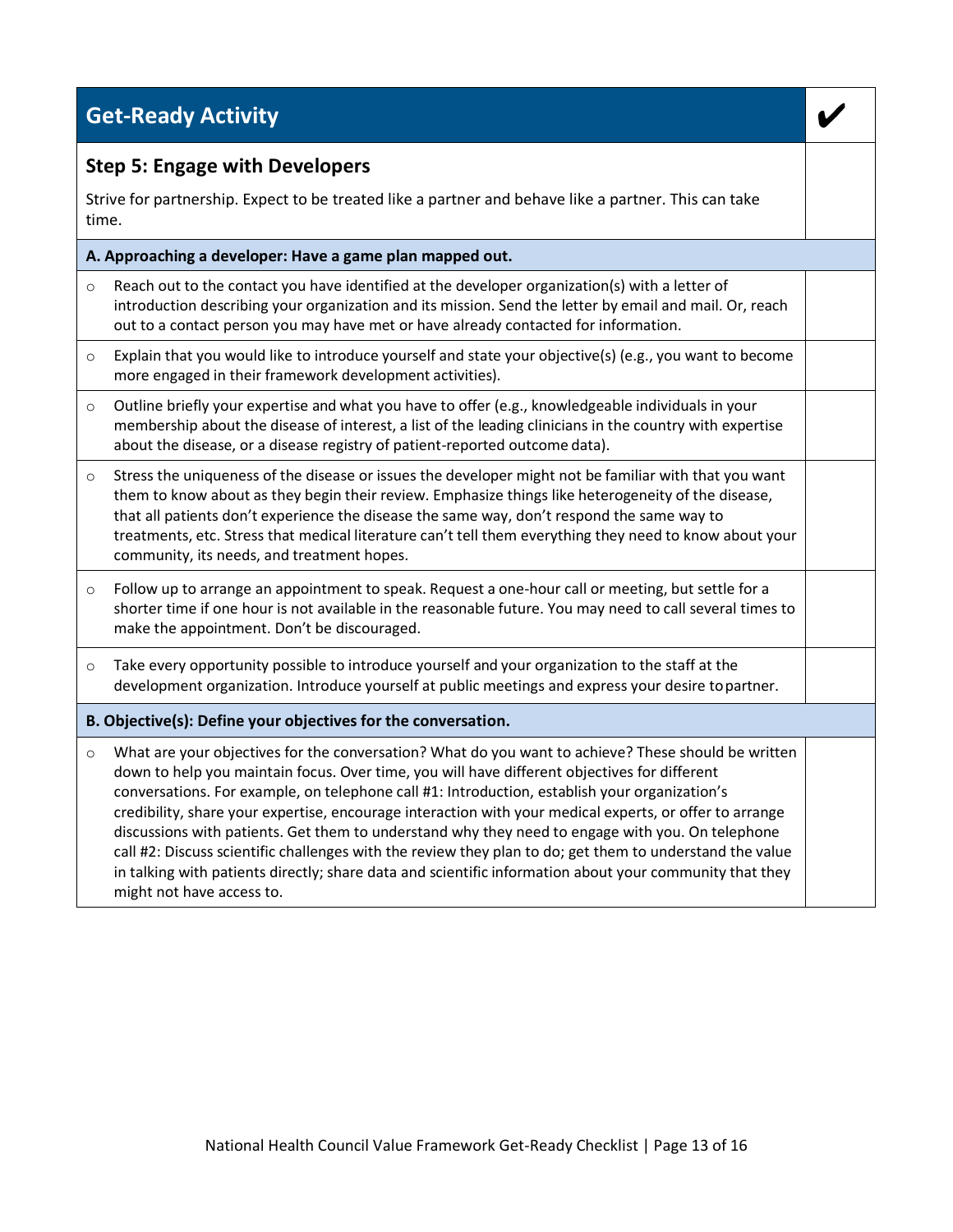| Get-Ready Activity | ✔ |
|---|---|
| **Step 5: Engage with Developers**<br><br>Strive for partnership. Expect to be treated like a partner and behave like a partner. This can take time. | |
| **A. Approaching a developer: Have a game plan mapped out.** | |
| ○ Reach out to the contact you have identified at the developer organization(s) with a letter of introduction describing your organization and its mission. Send the letter by email and mail. Or, reach out to a contact person you may have met or have already contacted for information. | |
| ○ Explain that you would like to introduce yourself and state your objective(s) (e.g., you want to become more engaged in their framework development activities). | |
| ○ Outline briefly your expertise and what you have to offer (e.g., knowledgeable individuals in your membership about the disease of interest, a list of the leading clinicians in the country with expertise about the disease, or a disease registry of patient-reported outcome data). | |
| ○ Stress the uniqueness of the disease or issues the developer might not be familiar with that you want them to know about as they begin their review. Emphasize things like heterogeneity of the disease, that all patients don't experience the disease the same way, don't respond the same way to treatments, etc. Stress that medical literature can't tell them everything they need to know about your community, its needs, and treatment hopes. | |
| ○ Follow up to arrange an appointment to speak. Request a one-hour call or meeting, but settle for a shorter time if one hour is not available in the reasonable future. You may need to call several times to make the appointment. Don't be discouraged. | |
| ○ Take every opportunity possible to introduce yourself and your organization to the staff at the development organization. Introduce yourself at public meetings and express your desire to partner. | |
| **B. Objective(s): Define your objectives for the conversation.** | |
| ○ What are your objectives for the conversation? What do you want to achieve? These should be written down to help you maintain focus. Over time, you will have different objectives for different conversations. For example, on telephone call #1: Introduction, establish your organization's credibility, share your expertise, encourage interaction with your medical experts, or offer to arrange discussions with patients. Get them to understand why they need to engage with you. On telephone call #2: Discuss scientific challenges with the review they plan to do; get them to understand the value in talking with patients directly; share data and scientific information about your community that they might not have access to. | |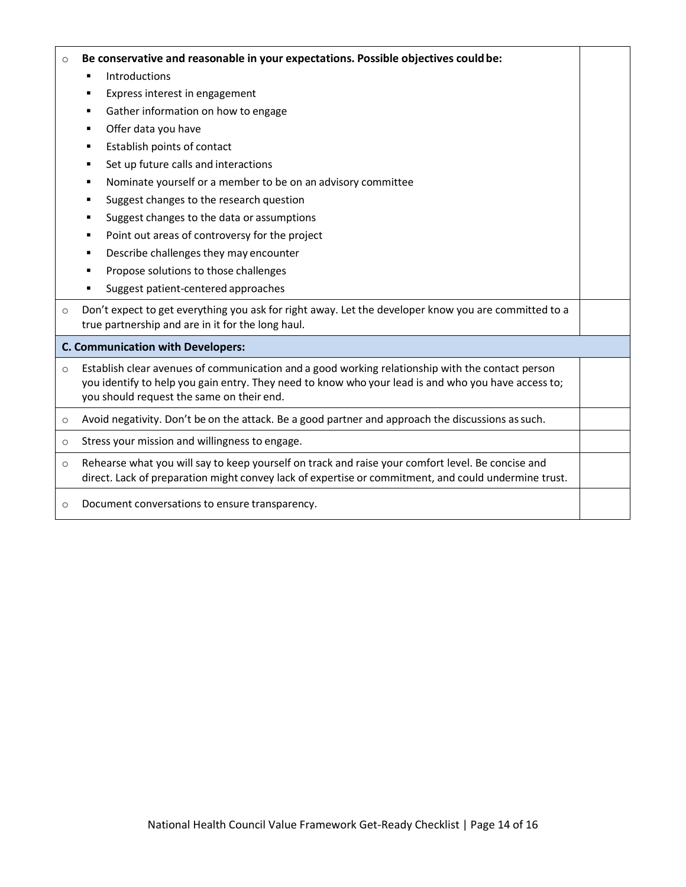| | |
|---|---|
| ○ **Be conservative and reasonable in your expectations. Possible objectives could be:**<br>▪ Introductions<br>▪ Express interest in engagement<br>▪ Gather information on how to engage<br>▪ Offer data you have<br>▪ Establish points of contact<br>▪ Set up future calls and interactions<br>▪ Nominate yourself or a member to be on an advisory committee<br>▪ Suggest changes to the research question<br>▪ Suggest changes to the data or assumptions<br>▪ Point out areas of controversy for the project<br>▪ Describe challenges they may encounter<br>▪ Propose solutions to those challenges<br>▪ Suggest patient-centered approaches | |
| ○ Don't expect to get everything you ask for right away. Let the developer know you are committed to a true partnership and are in it for the long haul. | |
| **C. Communication with Developers:** | |
| ○ Establish clear avenues of communication and a good working relationship with the contact person you identify to help you gain entry. They need to know who your lead is and who you have access to; you should request the same on their end. | |
| ○ Avoid negativity. Don't be on the attack. Be a good partner and approach the discussions as such. | |
| ○ Stress your mission and willingness to engage. | |
| ○ Rehearse what you will say to keep yourself on track and raise your comfort level. Be concise and direct. Lack of preparation might convey lack of expertise or commitment, and could undermine trust. | |
| ○ Document conversations to ensure transparency. | |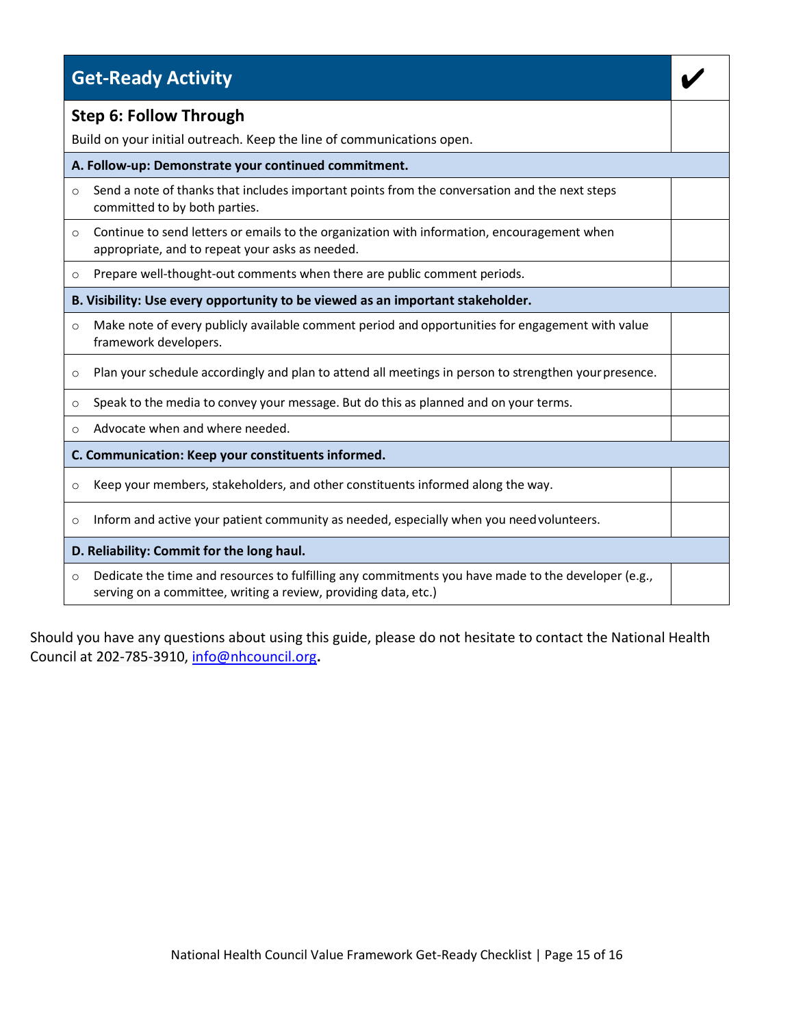| Get-Ready Activity | ✔ |
| --- | --- |
| **Step 6: Follow Through**<br>Build on your initial outreach. Keep the line of communications open. | |
| **A. Follow-up: Demonstrate your continued commitment.** | |
| ○ Send a note of thanks that includes important points from the conversation and the next steps committed to by both parties. | |
| ○ Continue to send letters or emails to the organization with information, encouragement when appropriate, and to repeat your asks as needed. | |
| ○ Prepare well-thought-out comments when there are public comment periods. | |
| **B. Visibility: Use every opportunity to be viewed as an important stakeholder.** | |
| ○ Make note of every publicly available comment period and opportunities for engagement with value framework developers. | |
| ○ Plan your schedule accordingly and plan to attend all meetings in person to strengthen your presence. | |
| ○ Speak to the media to convey your message. But do this as planned and on your terms. | |
| ○ Advocate when and where needed. | |
| **C. Communication: Keep your constituents informed.** | |
| ○ Keep your members, stakeholders, and other constituents informed along the way. | |
| ○ Inform and active your patient community as needed, especially when you need volunteers. | |
| **D. Reliability: Commit for the long haul.** | |
| ○ Dedicate the time and resources to fulfilling any commitments you have made to the developer (e.g., serving on a committee, writing a review, providing data, etc.) | |

Should you have any questions about using this guide, please do not hesitate to contact the National Health Council at 202-785-3910, info@nhcouncil.org**.**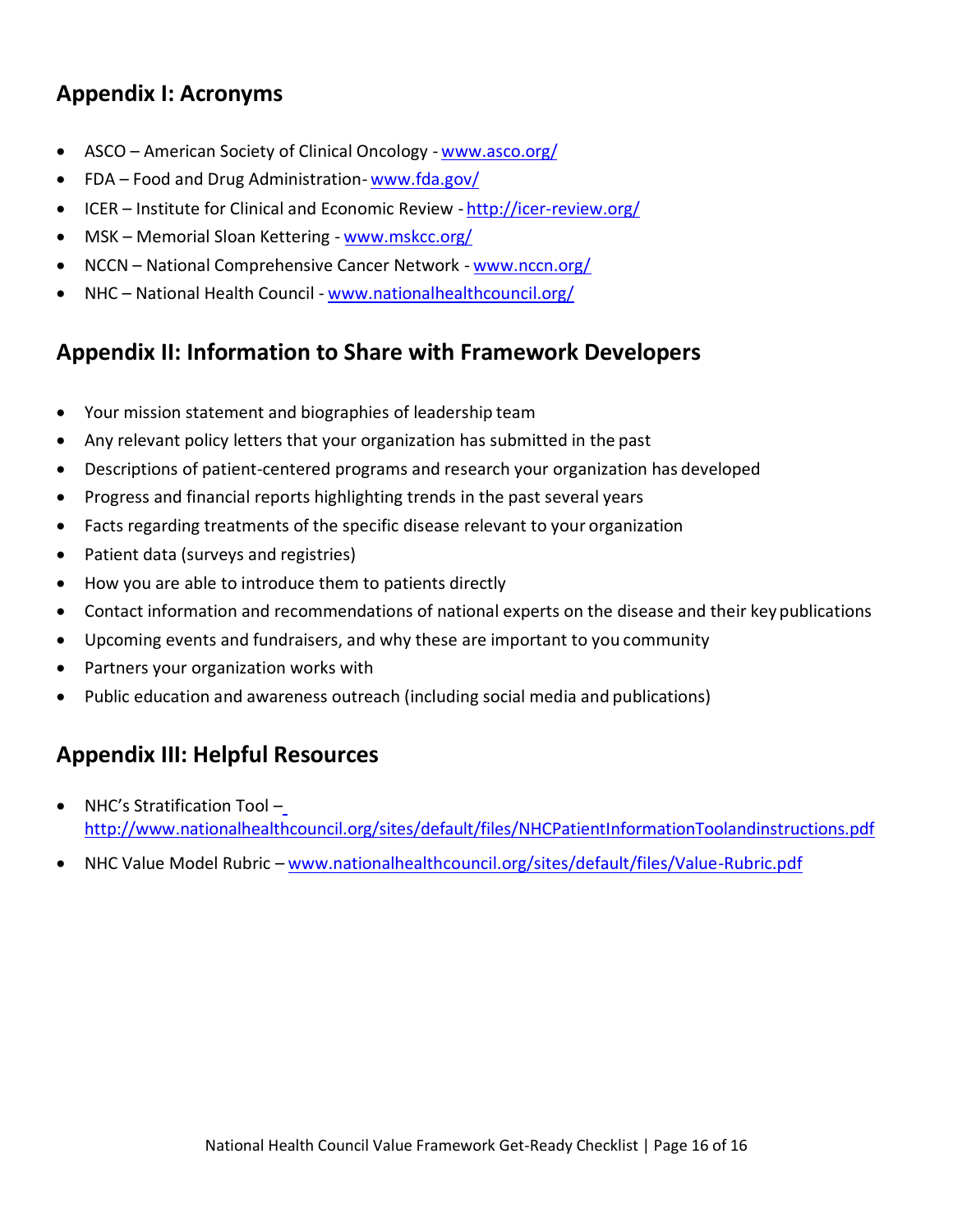## Appendix I: Acronyms

- ASCO – American Society of Clinical Oncology - www.asco.org/
- FDA – Food and Drug Administration- www.fda.gov/
- ICER – Institute for Clinical and Economic Review - http://icer-review.org/
- MSK – Memorial Sloan Kettering - www.mskcc.org/
- NCCN – National Comprehensive Cancer Network - www.nccn.org/
- NHC – National Health Council - www.nationalhealthcouncil.org/

## Appendix II: Information to Share with Framework Developers

- Your mission statement and biographies of leadership team
- Any relevant policy letters that your organization has submitted in the past
- Descriptions of patient-centered programs and research your organization has developed
- Progress and financial reports highlighting trends in the past several years
- Facts regarding treatments of the specific disease relevant to your organization
- Patient data (surveys and registries)
- How you are able to introduce them to patients directly
- Contact information and recommendations of national experts on the disease and their key publications
- Upcoming events and fundraisers, and why these are important to you community
- Partners your organization works with
- Public education and awareness outreach (including social media and publications)

## Appendix III: Helpful Resources

- NHC's Stratification Tool – http://www.nationalhealthcouncil.org/sites/default/files/NHCPatientInformationToolandinstructions.pdf
- NHC Value Model Rubric – www.nationalhealthcouncil.org/sites/default/files/Value-Rubric.pdf